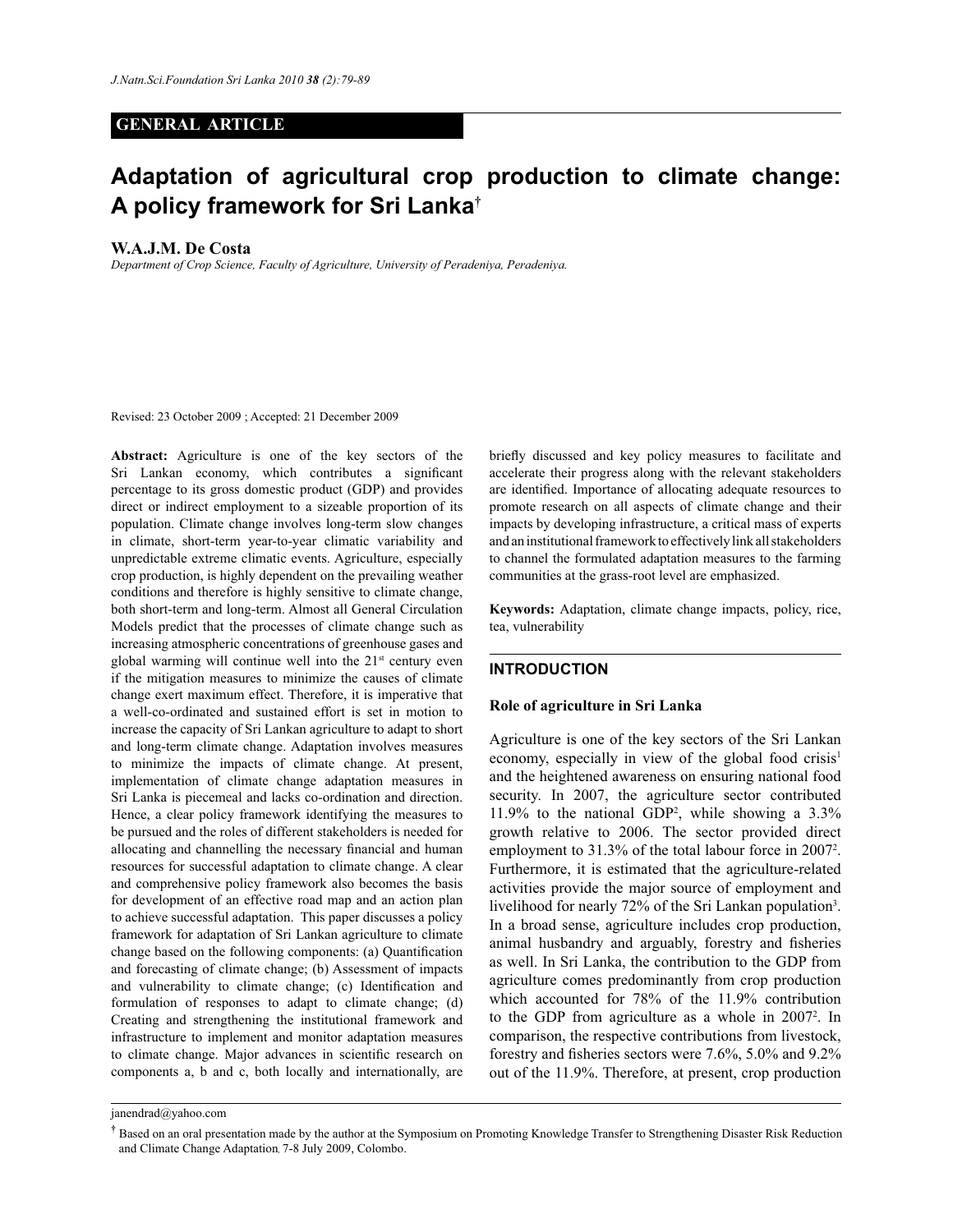**GENERAL ARTICLE**

# Adaptation of agricultural crop production to climate change: A policy framework for Sri Lanka[†]

**W.A.J.M. De Costa**

*Department of Crop Science, Faculty of Agriculture, University of Peradeniya, Peradeniya.*

Revised: 23 October 2009 ; Accepted: 21 December 2009

**Abstract:** Agriculture is one of the key sectors of the Sri Lankan economy, which contributes a significant percentage to its gross domestic product (GDP) and provides direct or indirect employment to a sizeable proportion of its population. Climate change involves long-term slow changes in climate, short-term year-to-year climatic variability and unpredictable extreme climatic events. Agriculture, especially crop production, is highly dependent on the prevailing weather conditions and therefore is highly sensitive to climate change, both short-term and long-term. Almost all General Circulation Models predict that the processes of climate change such as increasing atmospheric concentrations of greenhouse gases and global warming will continue well into the 21st century even if the mitigation measures to minimize the causes of climate change exert maximum effect. Therefore, it is imperative that a well-co-ordinated and sustained effort is set in motion to increase the capacity of Sri Lankan agriculture to adapt to short and long-term climate change. Adaptation involves measures to minimize the impacts of climate change. At present, implementation of climate change adaptation measures in Sri Lanka is piecemeal and lacks co-ordination and direction. Hence, a clear policy framework identifying the measures to be pursued and the roles of different stakeholders is needed for allocating and channelling the necessary financial and human resources for successful adaptation to climate change. A clear and comprehensive policy framework also becomes the basis for development of an effective road map and an action plan to achieve successful adaptation. This paper discusses a policy framework for adaptation of Sri Lankan agriculture to climate change based on the following components: (a) Quantification and forecasting of climate change; (b) Assessment of impacts and vulnerability to climate change; (c) Identification and formulation of responses to adapt to climate change; (d) Creating and strengthening the institutional framework and infrastructure to implement and monitor adaptation measures to climate change. Major advances in scientific research on components a, b and c, both locally and internationally, are briefly discussed and key policy measures to facilitate and accelerate their progress along with the relevant stakeholders are identified. Importance of allocating adequate resources to promote research on all aspects of climate change and their impacts by developing infrastructure, a critical mass of experts and an institutional framework to effectively link all stakeholders to channel the formulated adaptation measures to the farming communities at the grass-root level are emphasized.

**Keywords:** Adaptation, climate change impacts, policy, rice, tea, vulnerability

## INTRODUCTION

### Role of agriculture in Sri Lanka

Agriculture is one of the key sectors of the Sri Lankan economy, especially in view of the global food crisis[1] and the heightened awareness on ensuring national food security. In 2007, the agriculture sector contributed 11.9% to the national GDP[2], while showing a 3.3% growth relative to 2006. The sector provided direct employment to 31.3% of the total labour force in 2007[2]. Furthermore, it is estimated that the agriculture-related activities provide the major source of employment and livelihood for nearly 72% of the Sri Lankan population[3]. In a broad sense, agriculture includes crop production, animal husbandry and arguably, forestry and fisheries as well. In Sri Lanka, the contribution to the GDP from agriculture comes predominantly from crop production which accounted for 78% of the 11.9% contribution to the GDP from agriculture as a whole in 2007[2]. In comparison, the respective contributions from livestock, forestry and fisheries sectors were 7.6%, 5.0% and 9.2% out of the 11.9%. Therefore, at present, crop production

janendrad@yahoo.com

[†] Based on an oral presentation made by the author at the Symposium on Promoting Knowledge Transfer to Strengthening Disaster Risk Reduction and Climate Change Adaptation, 7-8 July 2009, Colombo.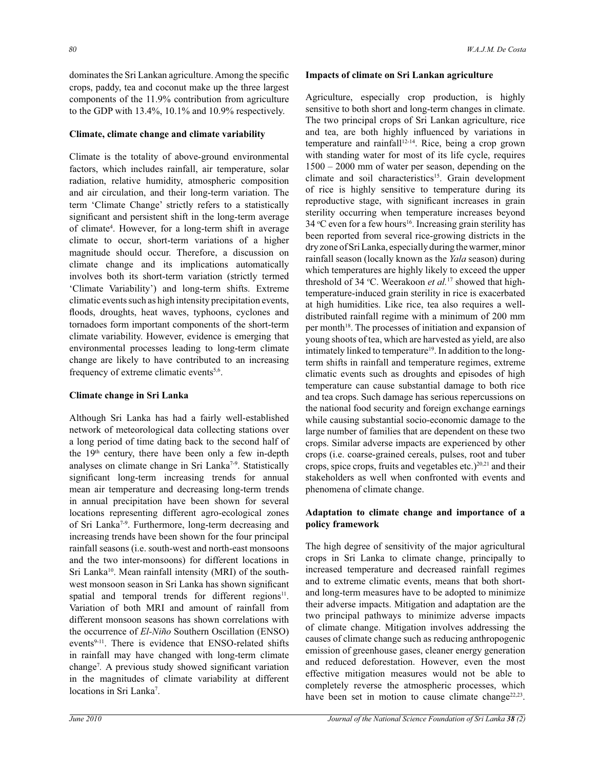dominates the Sri Lankan agriculture. Among the specific crops, paddy, tea and coconut make up the three largest components of the 11.9% contribution from agriculture to the GDP with 13.4%, 10.1% and 10.9% respectively.

**Climate, climate change and climate variability**

Climate is the totality of above-ground environmental factors, which includes rainfall, air temperature, solar radiation, relative humidity, atmospheric composition and air circulation, and their long-term variation. The term 'Climate Change' strictly refers to a statistically significant and persistent shift in the long-term average of climate[4]. However, for a long-term shift in average climate to occur, short-term variations of a higher magnitude should occur. Therefore, a discussion on climate change and its implications automatically involves both its short-term variation (strictly termed 'Climate Variability') and long-term shifts. Extreme climatic events such as high intensity precipitation events, floods, droughts, heat waves, typhoons, cyclones and tornadoes form important components of the short-term climate variability. However, evidence is emerging that environmental processes leading to long-term climate change are likely to have contributed to an increasing frequency of extreme climatic events[5,6].

**Climate change in Sri Lanka**

Although Sri Lanka has had a fairly well-established network of meteorological data collecting stations over a long period of time dating back to the second half of the 19th century, there have been only a few in-depth analyses on climate change in Sri Lanka[7-9]. Statistically significant long-term increasing trends for annual mean air temperature and decreasing long-term trends in annual precipitation have been shown for several locations representing different agro-ecological zones of Sri Lanka[7-9]. Furthermore, long-term decreasing and increasing trends have been shown for the four principal rainfall seasons (i.e. south-west and north-east monsoons and the two inter-monsoons) for different locations in Sri Lanka[10]. Mean rainfall intensity (MRI) of the south-west monsoon season in Sri Lanka has shown significant spatial and temporal trends for different regions[11]. Variation of both MRI and amount of rainfall from different monsoon seasons has shown correlations with the occurrence of *El-Niño* Southern Oscillation (ENSO) events[9-11]. There is evidence that ENSO-related shifts in rainfall may have changed with long-term climate change[7]. A previous study showed significant variation in the magnitudes of climate variability at different locations in Sri Lanka[7].

**Impacts of climate on Sri Lankan agriculture**

Agriculture, especially crop production, is highly sensitive to both short and long-term changes in climate. The two principal crops of Sri Lankan agriculture, rice and tea, are both highly influenced by variations in temperature and rainfall[12-14]. Rice, being a crop grown with standing water for most of its life cycle, requires 1500 – 2000 mm of water per season, depending on the climate and soil characteristics[15]. Grain development of rice is highly sensitive to temperature during its reproductive stage, with significant increases in grain sterility occurring when temperature increases beyond 34 °C even for a few hours[16]. Increasing grain sterility has been reported from several rice-growing districts in the dry zone of Sri Lanka, especially during the warmer, minor rainfall season (locally known as the *Yala* season) during which temperatures are highly likely to exceed the upper threshold of 34 °C. Weerakoon *et al.*[17] showed that high-temperature-induced grain sterility in rice is exacerbated at high humidities. Like rice, tea also requires a well-distributed rainfall regime with a minimum of 200 mm per month[18]. The processes of initiation and expansion of young shoots of tea, which are harvested as yield, are also intimately linked to temperature[19]. In addition to the long-term shifts in rainfall and temperature regimes, extreme climatic events such as droughts and episodes of high temperature can cause substantial damage to both rice and tea crops. Such damage has serious repercussions on the national food security and foreign exchange earnings while causing substantial socio-economic damage to the large number of families that are dependent on these two crops. Similar adverse impacts are experienced by other crops (i.e. coarse-grained cereals, pulses, root and tuber crops, spice crops, fruits and vegetables etc.)[20,21] and their stakeholders as well when confronted with events and phenomena of climate change.

**Adaptation to climate change and importance of a policy framework**

The high degree of sensitivity of the major agricultural crops in Sri Lanka to climate change, principally to increased temperature and decreased rainfall regimes and to extreme climatic events, means that both short- and long-term measures have to be adopted to minimize their adverse impacts. Mitigation and adaptation are the two principal pathways to minimize adverse impacts of climate change. Mitigation involves addressing the causes of climate change such as reducing anthropogenic emission of greenhouse gases, cleaner energy generation and reduced deforestation. However, even the most effective mitigation measures would not be able to completely reverse the atmospheric processes, which have been set in motion to cause climate change[22,23].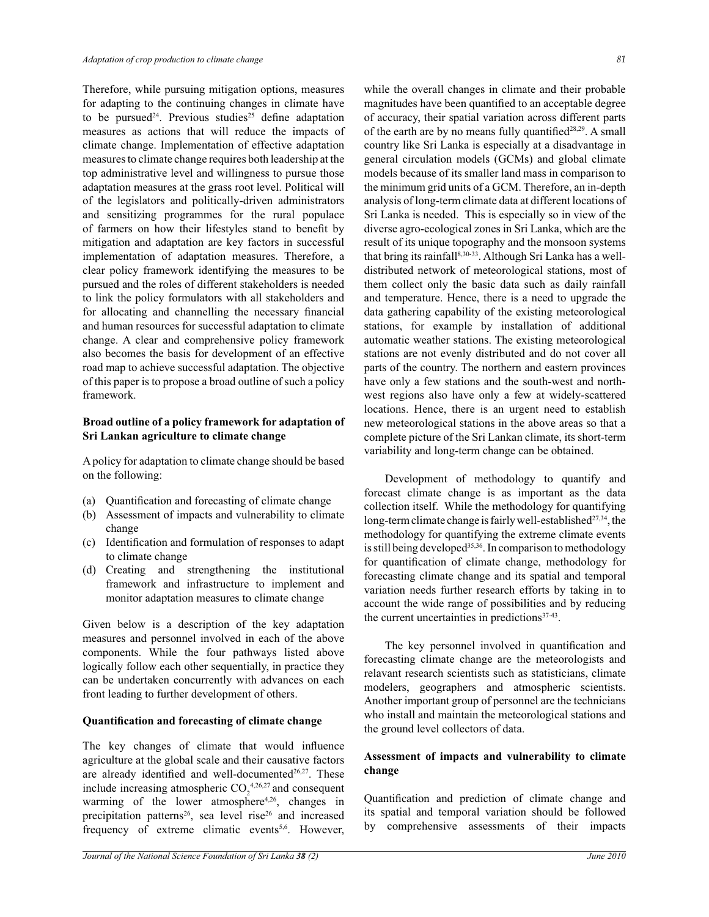Therefore, while pursuing mitigation options, measures for adapting to the continuing changes in climate have to be pursued[24]. Previous studies[25] define adaptation measures as actions that will reduce the impacts of climate change. Implementation of effective adaptation measures to climate change requires both leadership at the top administrative level and willingness to pursue those adaptation measures at the grass root level. Political will of the legislators and politically-driven administrators and sensitizing programmes for the rural populace of farmers on how their lifestyles stand to benefit by mitigation and adaptation are key factors in successful implementation of adaptation measures. Therefore, a clear policy framework identifying the measures to be pursued and the roles of different stakeholders is needed to link the policy formulators with all stakeholders and for allocating and channelling the necessary financial and human resources for successful adaptation to climate change. A clear and comprehensive policy framework also becomes the basis for development of an effective road map to achieve successful adaptation. The objective of this paper is to propose a broad outline of such a policy framework.

**Broad outline of a policy framework for adaptation of Sri Lankan agriculture to climate change**

A policy for adaptation to climate change should be based on the following:

(a) Quantification and forecasting of climate change
(b) Assessment of impacts and vulnerability to climate change
(c) Identification and formulation of responses to adapt to climate change
(d) Creating and strengthening the institutional framework and infrastructure to implement and monitor adaptation measures to climate change

Given below is a description of the key adaptation measures and personnel involved in each of the above components. While the four pathways listed above logically follow each other sequentially, in practice they can be undertaken concurrently with advances on each front leading to further development of others.

**Quantification and forecasting of climate change**

The key changes of climate that would influence agriculture at the global scale and their causative factors are already identified and well-documented[26,27]. These include increasing atmospheric $CO_2$[4,26,27] and consequent warming of the lower atmosphere[4,26], changes in precipitation patterns[26], sea level rise[26] and increased frequency of extreme climatic events[5,6]. However, while the overall changes in climate and their probable magnitudes have been quantified to an acceptable degree of accuracy, their spatial variation across different parts of the earth are by no means fully quantified[28,29]. A small country like Sri Lanka is especially at a disadvantage in general circulation models (GCMs) and global climate models because of its smaller land mass in comparison to the minimum grid units of a GCM. Therefore, an in-depth analysis of long-term climate data at different locations of Sri Lanka is needed. This is especially so in view of the diverse agro-ecological zones in Sri Lanka, which are the result of its unique topography and the monsoon systems that bring its rainfall[8,30-33]. Although Sri Lanka has a well-distributed network of meteorological stations, most of them collect only the basic data such as daily rainfall and temperature. Hence, there is a need to upgrade the data gathering capability of the existing meteorological stations, for example by installation of additional automatic weather stations. The existing meteorological stations are not evenly distributed and do not cover all parts of the country. The northern and eastern provinces have only a few stations and the south-west and north-west regions also have only a few at widely-scattered locations. Hence, there is an urgent need to establish new meteorological stations in the above areas so that a complete picture of the Sri Lankan climate, its short-term variability and long-term change can be obtained.

Development of methodology to quantify and forecast climate change is as important as the data collection itself. While the methodology for quantifying long-term climate change is fairly well-established[27,34], the methodology for quantifying the extreme climate events is still being developed[35,36]. In comparison to methodology for quantification of climate change, methodology for forecasting climate change and its spatial and temporal variation needs further research efforts by taking in to account the wide range of possibilities and by reducing the current uncertainties in predictions[37-43].

The key personnel involved in quantification and forecasting climate change are the meteorologists and relavant research scientists such as statisticians, climate modelers, geographers and atmospheric scientists. Another important group of personnel are the technicians who install and maintain the meteorological stations and the ground level collectors of data.

**Assessment of impacts and vulnerability to climate change**

Quantification and prediction of climate change and its spatial and temporal variation should be followed by comprehensive assessments of their impacts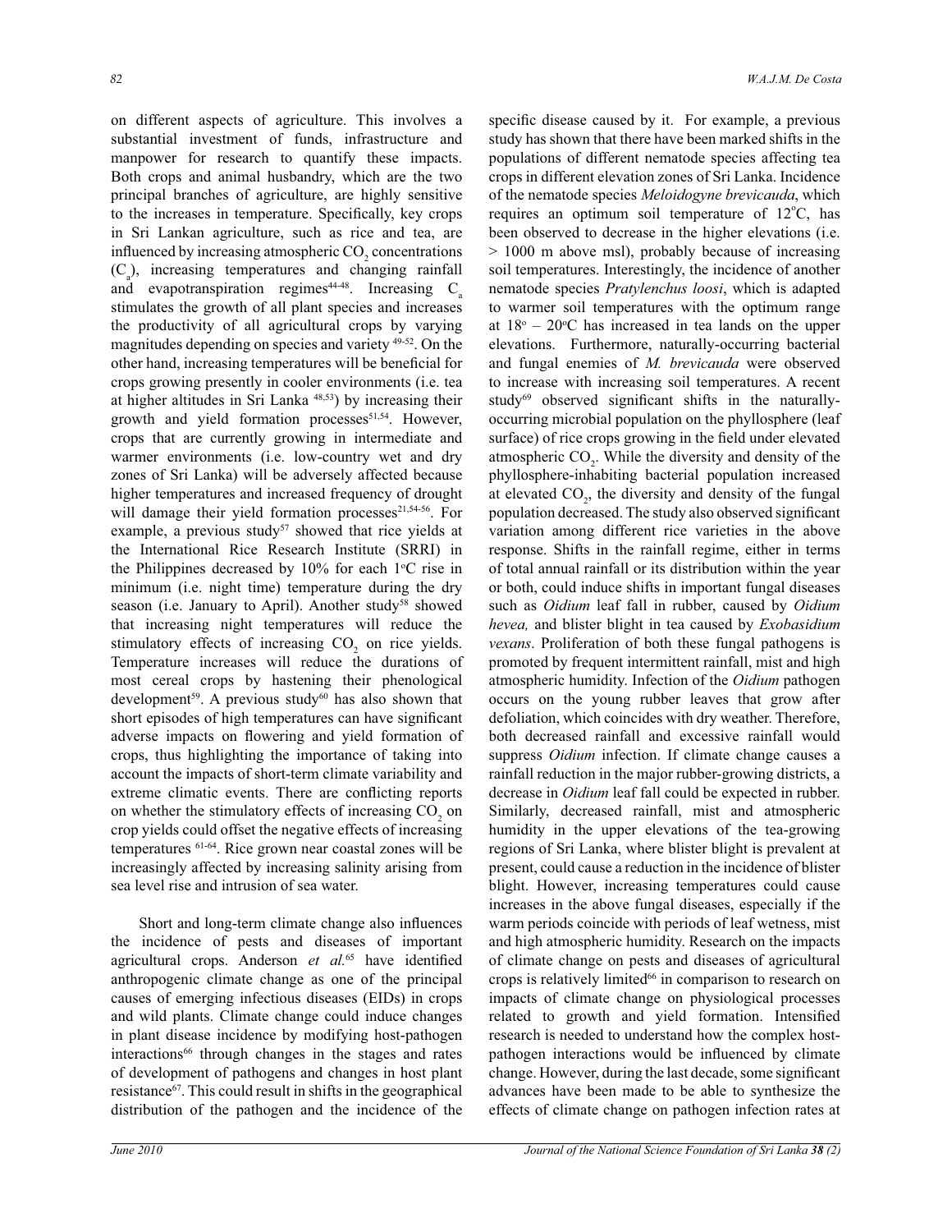on different aspects of agriculture. This involves a substantial investment of funds, infrastructure and manpower for research to quantify these impacts. Both crops and animal husbandry, which are the two principal branches of agriculture, are highly sensitive to the increases in temperature. Specifically, key crops in Sri Lankan agriculture, such as rice and tea, are influenced by increasing atmospheric $CO_2$ concentrations ($C_a$), increasing temperatures and changing rainfall and evapotranspiration regimes[44-48]. Increasing $C_a$ stimulates the growth of all plant species and increases the productivity of all agricultural crops by varying magnitudes depending on species and variety [49-52]. On the other hand, increasing temperatures will be beneficial for crops growing presently in cooler environments (i.e. tea at higher altitudes in Sri Lanka [48,53]) by increasing their growth and yield formation processes[51,54]. However, crops that are currently growing in intermediate and warmer environments (i.e. low-country wet and dry zones of Sri Lanka) will be adversely affected because higher temperatures and increased frequency of drought will damage their yield formation processes[21,54-56]. For example, a previous study[57] showed that rice yields at the International Rice Research Institute (SRRI) in the Philippines decreased by 10% for each 1°C rise in minimum (i.e. night time) temperature during the dry season (i.e. January to April). Another study[58] showed that increasing night temperatures will reduce the stimulatory effects of increasing $CO_2$ on rice yields. Temperature increases will reduce the durations of most cereal crops by hastening their phenological development[59]. A previous study[60] has also shown that short episodes of high temperatures can have significant adverse impacts on flowering and yield formation of crops, thus highlighting the importance of taking into account the impacts of short-term climate variability and extreme climatic events. There are conflicting reports on whether the stimulatory effects of increasing $CO_2$ on crop yields could offset the negative effects of increasing temperatures [61-64]. Rice grown near coastal zones will be increasingly affected by increasing salinity arising from sea level rise and intrusion of sea water.

Short and long-term climate change also influences the incidence of pests and diseases of important agricultural crops. Anderson *et al.*[65] have identified anthropogenic climate change as one of the principal causes of emerging infectious diseases (EIDs) in crops and wild plants. Climate change could induce changes in plant disease incidence by modifying host-pathogen interactions[66] through changes in the stages and rates of development of pathogens and changes in host plant resistance[67]. This could result in shifts in the geographical distribution of the pathogen and the incidence of the specific disease caused by it. For example, a previous study has shown that there have been marked shifts in the populations of different nematode species affecting tea crops in different elevation zones of Sri Lanka. Incidence of the nematode species *Meloidogyne brevicauda*, which requires an optimum soil temperature of 12°C, has been observed to decrease in the higher elevations (i.e. > 1000 m above msl), probably because of increasing soil temperatures. Interestingly, the incidence of another nematode species *Pratylenchus loosi*, which is adapted to warmer soil temperatures with the optimum range at 18° – 20°C has increased in tea lands on the upper elevations. Furthermore, naturally-occurring bacterial and fungal enemies of *M. brevicauda* were observed to increase with increasing soil temperatures. A recent study[69] observed significant shifts in the naturally-occurring microbial population on the phyllosphere (leaf surface) of rice crops growing in the field under elevated atmospheric $CO_2$. While the diversity and density of the phyllosphere-inhabiting bacterial population increased at elevated $CO_2$, the diversity and density of the fungal population decreased. The study also observed significant variation among different rice varieties in the above response. Shifts in the rainfall regime, either in terms of total annual rainfall or its distribution within the year or both, could induce shifts in important fungal diseases such as *Oidium* leaf fall in rubber, caused by *Oidium hevea,* and blister blight in tea caused by *Exobasidium vexans*. Proliferation of both these fungal pathogens is promoted by frequent intermittent rainfall, mist and high atmospheric humidity. Infection of the *Oidium* pathogen occurs on the young rubber leaves that grow after defoliation, which coincides with dry weather. Therefore, both decreased rainfall and excessive rainfall would suppress *Oidium* infection. If climate change causes a rainfall reduction in the major rubber-growing districts, a decrease in *Oidium* leaf fall could be expected in rubber. Similarly, decreased rainfall, mist and atmospheric humidity in the upper elevations of the tea-growing regions of Sri Lanka, where blister blight is prevalent at present, could cause a reduction in the incidence of blister blight. However, increasing temperatures could cause increases in the above fungal diseases, especially if the warm periods coincide with periods of leaf wetness, mist and high atmospheric humidity. Research on the impacts of climate change on pests and diseases of agricultural crops is relatively limited[66] in comparison to research on impacts of climate change on physiological processes related to growth and yield formation. Intensified research is needed to understand how the complex host-pathogen interactions would be influenced by climate change. However, during the last decade, some significant advances have been made to be able to synthesize the effects of climate change on pathogen infection rates at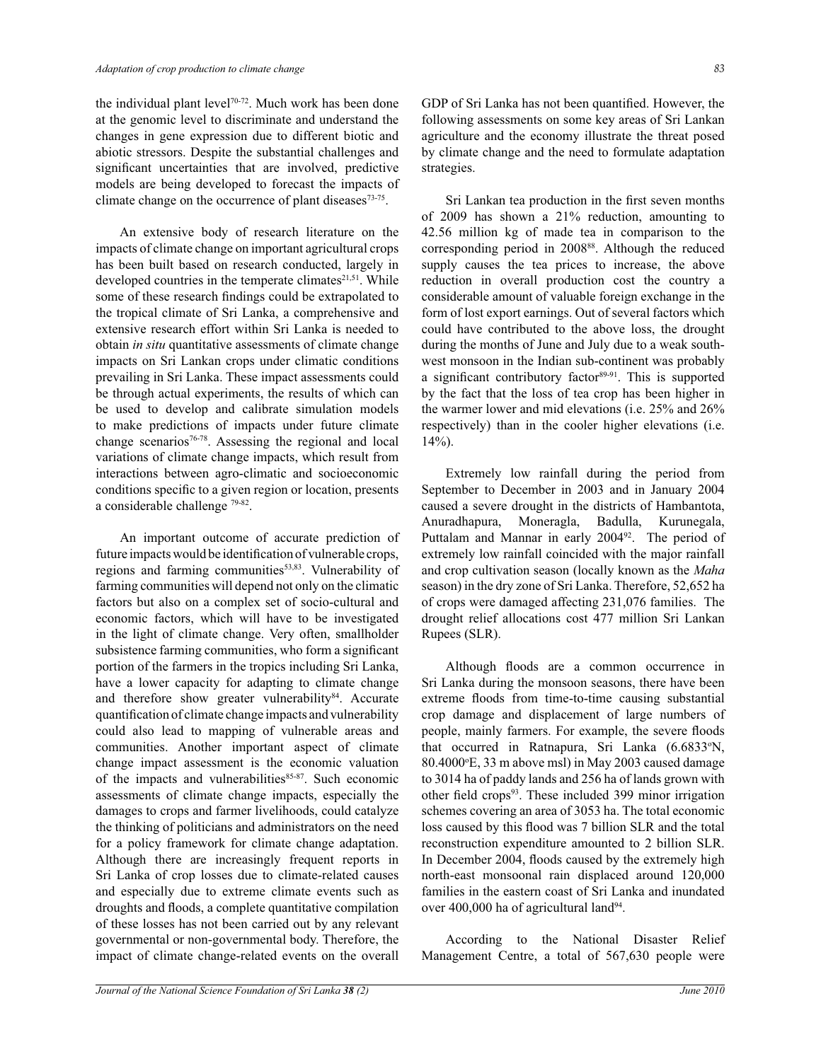the individual plant level[70-72]. Much work has been done at the genomic level to discriminate and understand the changes in gene expression due to different biotic and abiotic stressors. Despite the substantial challenges and significant uncertainties that are involved, predictive models are being developed to forecast the impacts of climate change on the occurrence of plant diseases[73-75].

An extensive body of research literature on the impacts of climate change on important agricultural crops has been built based on research conducted, largely in developed countries in the temperate climates[21,51]. While some of these research findings could be extrapolated to the tropical climate of Sri Lanka, a comprehensive and extensive research effort within Sri Lanka is needed to obtain *in situ* quantitative assessments of climate change impacts on Sri Lankan crops under climatic conditions prevailing in Sri Lanka. These impact assessments could be through actual experiments, the results of which can be used to develop and calibrate simulation models to make predictions of impacts under future climate change scenarios[76-78]. Assessing the regional and local variations of climate change impacts, which result from interactions between agro-climatic and socioeconomic conditions specific to a given region or location, presents a considerable challenge [79-82].

An important outcome of accurate prediction of future impacts would be identification of vulnerable crops, regions and farming communities[53,83]. Vulnerability of farming communities will depend not only on the climatic factors but also on a complex set of socio-cultural and economic factors, which will have to be investigated in the light of climate change. Very often, smallholder subsistence farming communities, who form a significant portion of the farmers in the tropics including Sri Lanka, have a lower capacity for adapting to climate change and therefore show greater vulnerability[84]. Accurate quantification of climate change impacts and vulnerability could also lead to mapping of vulnerable areas and communities. Another important aspect of climate change impact assessment is the economic valuation of the impacts and vulnerabilities[85-87]. Such economic assessments of climate change impacts, especially the damages to crops and farmer livelihoods, could catalyze the thinking of politicians and administrators on the need for a policy framework for climate change adaptation. Although there are increasingly frequent reports in Sri Lanka of crop losses due to climate-related causes and especially due to extreme climate events such as droughts and floods, a complete quantitative compilation of these losses has not been carried out by any relevant governmental or non-governmental body. Therefore, the impact of climate change-related events on the overall GDP of Sri Lanka has not been quantified. However, the following assessments on some key areas of Sri Lankan agriculture and the economy illustrate the threat posed by climate change and the need to formulate adaptation strategies.

Sri Lankan tea production in the first seven months of 2009 has shown a 21% reduction, amounting to 42.56 million kg of made tea in comparison to the corresponding period in 2008[88]. Although the reduced supply causes the tea prices to increase, the above reduction in overall production cost the country a considerable amount of valuable foreign exchange in the form of lost export earnings. Out of several factors which could have contributed to the above loss, the drought during the months of June and July due to a weak south-west monsoon in the Indian sub-continent was probably a significant contributory factor[89-91]. This is supported by the fact that the loss of tea crop has been higher in the warmer lower and mid elevations (i.e. 25% and 26% respectively) than in the cooler higher elevations (i.e. 14%).

Extremely low rainfall during the period from September to December in 2003 and in January 2004 caused a severe drought in the districts of Hambantota, Anuradhapura, Moneragla, Badulla, Kurunegala, Puttalam and Mannar in early 2004[92]. The period of extremely low rainfall coincided with the major rainfall and crop cultivation season (locally known as the *Maha* season) in the dry zone of Sri Lanka. Therefore, 52,652 ha of crops were damaged affecting 231,076 families. The drought relief allocations cost 477 million Sri Lankan Rupees (SLR).

Although floods are a common occurrence in Sri Lanka during the monsoon seasons, there have been extreme floods from time-to-time causing substantial crop damage and displacement of large numbers of people, mainly farmers. For example, the severe floods that occurred in Ratnapura, Sri Lanka (6.6833°N, 80.4000°E, 33 m above msl) in May 2003 caused damage to 3014 ha of paddy lands and 256 ha of lands grown with other field crops[93]. These included 399 minor irrigation schemes covering an area of 3053 ha. The total economic loss caused by this flood was 7 billion SLR and the total reconstruction expenditure amounted to 2 billion SLR. In December 2004, floods caused by the extremely high north-east monsoonal rain displaced around 120,000 families in the eastern coast of Sri Lanka and inundated over 400,000 ha of agricultural land[94].

According to the National Disaster Relief Management Centre, a total of 567,630 people were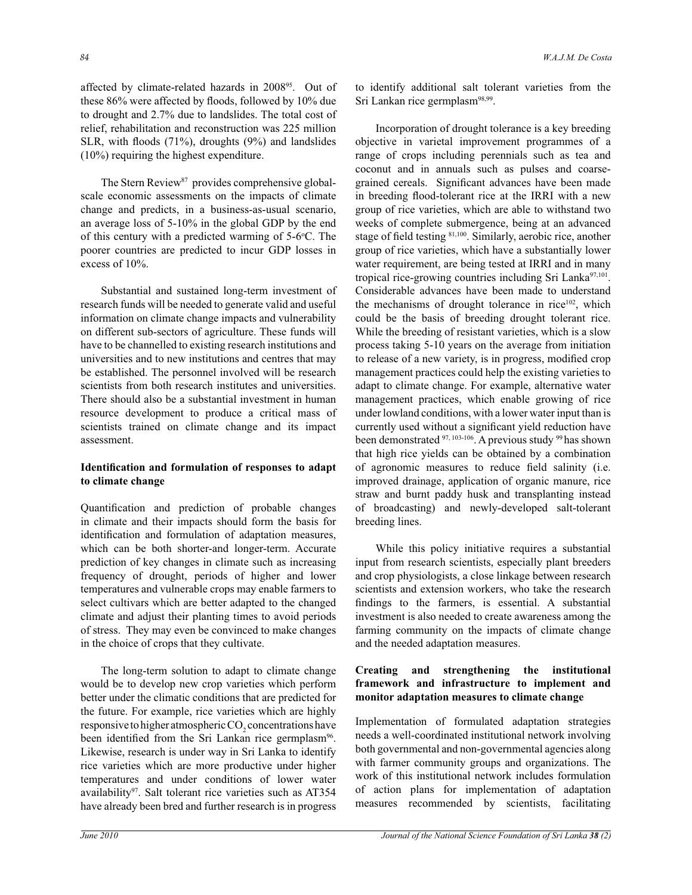affected by climate-related hazards in 2008[95]. Out of these 86% were affected by floods, followed by 10% due to drought and 2.7% due to landslides. The total cost of relief, rehabilitation and reconstruction was 225 million SLR, with floods (71%), droughts (9%) and landslides (10%) requiring the highest expenditure.

The Stern Review[87] provides comprehensive global-scale economic assessments on the impacts of climate change and predicts, in a business-as-usual scenario, an average loss of 5-10% in the global GDP by the end of this century with a predicted warming of 5-6 °C. The poorer countries are predicted to incur GDP losses in excess of 10%.

Substantial and sustained long-term investment of research funds will be needed to generate valid and useful information on climate change impacts and vulnerability on different sub-sectors of agriculture. These funds will have to be channelled to existing research institutions and universities and to new institutions and centres that may be established. The personnel involved will be research scientists from both research institutes and universities. There should also be a substantial investment in human resource development to produce a critical mass of scientists trained on climate change and its impact assessment.

**Identification and formulation of responses to adapt to climate change**

Quantification and prediction of probable changes in climate and their impacts should form the basis for identification and formulation of adaptation measures, which can be both shorter-and longer-term. Accurate prediction of key changes in climate such as increasing frequency of drought, periods of higher and lower temperatures and vulnerable crops may enable farmers to select cultivars which are better adapted to the changed climate and adjust their planting times to avoid periods of stress. They may even be convinced to make changes in the choice of crops that they cultivate.

The long-term solution to adapt to climate change would be to develop new crop varieties which perform better under the climatic conditions that are predicted for the future. For example, rice varieties which are highly responsive to higher atmospheric $CO_2$ concentrations have been identified from the Sri Lankan rice germplasm[96]. Likewise, research is under way in Sri Lanka to identify rice varieties which are more productive under higher temperatures and under conditions of lower water availability[97]. Salt tolerant rice varieties such as AT354 have already been bred and further research is in progress to identify additional salt tolerant varieties from the Sri Lankan rice germplasm[98,99].

Incorporation of drought tolerance is a key breeding objective in varietal improvement programmes of a range of crops including perennials such as tea and coconut and in annuals such as pulses and coarse-grained cereals. Significant advances have been made in breeding flood-tolerant rice at the IRRI with a new group of rice varieties, which are able to withstand two weeks of complete submergence, being at an advanced stage of field testing [81,100]. Similarly, aerobic rice, another group of rice varieties, which have a substantially lower water requirement, are being tested at IRRI and in many tropical rice-growing countries including Sri Lanka[97,101]. Considerable advances have been made to understand the mechanisms of drought tolerance in rice[102], which could be the basis of breeding drought tolerant rice. While the breeding of resistant varieties, which is a slow process taking 5-10 years on the average from initiation to release of a new variety, is in progress, modified crop management practices could help the existing varieties to adapt to climate change. For example, alternative water management practices, which enable growing of rice under lowland conditions, with a lower water input than is currently used without a significant yield reduction have been demonstrated [97, 103-106]. A previous study [99] has shown that high rice yields can be obtained by a combination of agronomic measures to reduce field salinity (i.e. improved drainage, application of organic manure, rice straw and burnt paddy husk and transplanting instead of broadcasting) and newly-developed salt-tolerant breeding lines.

While this policy initiative requires a substantial input from research scientists, especially plant breeders and crop physiologists, a close linkage between research scientists and extension workers, who take the research findings to the farmers, is essential. A substantial investment is also needed to create awareness among the farming community on the impacts of climate change and the needed adaptation measures.

**Creating and strengthening the institutional framework and infrastructure to implement and monitor adaptation measures to climate change**

Implementation of formulated adaptation strategies needs a well-coordinated institutional network involving both governmental and non-governmental agencies along with farmer community groups and organizations. The work of this institutional network includes formulation of action plans for implementation of adaptation measures recommended by scientists, facilitating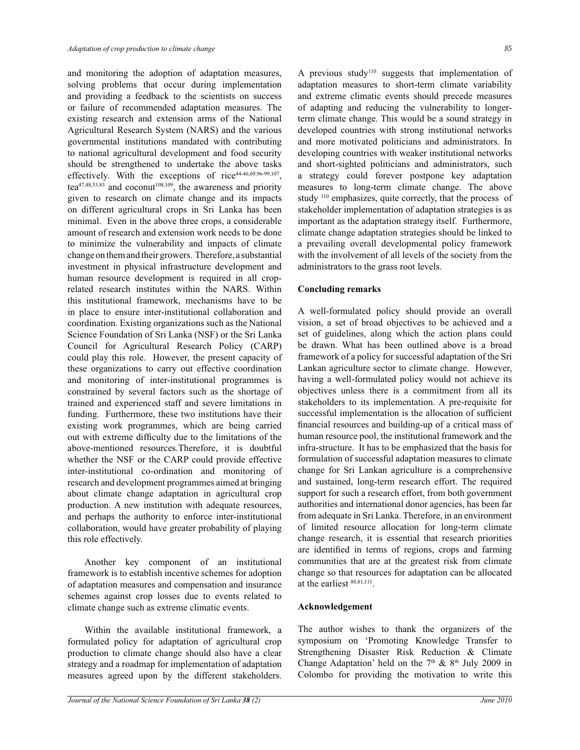and monitoring the adoption of adaptation measures, solving problems that occur during implementation and providing a feedback to the scientists on success or failure of recommended adaptation measures. The existing research and extension arms of the National Agricultural Research System (NARS) and the various governmental institutions mandated with contributing to national agricultural development and food security should be strengthened to undertake the above tasks effectively. With the exceptions of rice[44-46,69,96-99,107], tea[47,48,53,83] and coconut[108,109], the awareness and priority given to research on climate change and its impacts on different agricultural crops in Sri Lanka has been minimal. Even in the above three crops, a considerable amount of research and extension work needs to be done to minimize the vulnerability and impacts of climate change on them and their growers. Therefore, a substantial investment in physical infrastructure development and human resource development is required in all crop-related research institutes within the NARS. Within this institutional framework, mechanisms have to be in place to ensure inter-institutional collaboration and coordination. Existing organizations such as the National Science Foundation of Sri Lanka (NSF) or the Sri Lanka Council for Agricultural Research Policy (CARP) could play this role. However, the present capacity of these organizations to carry out effective coordination and monitoring of inter-institutional programmes is constrained by several factors such as the shortage of trained and experienced staff and severe limitations in funding. Furthermore, these two institutions have their existing work programmes, which are being carried out with extreme difficulty due to the limitations of the above-mentioned resources.Therefore, it is doubtful whether the NSF or the CARP could provide effective inter-institutional co-ordination and monitoring of research and development programmes aimed at bringing about climate change adaptation in agricultural crop production. A new institution with adequate resources, and perhaps the authority to enforce inter-institutional collaboration, would have greater probability of playing this role effectively.

Another key component of an institutional framework is to establish incentive schemes for adoption of adaptation measures and compensation and insurance schemes against crop losses due to events related to climate change such as extreme climatic events.

Within the available institutional framework, a formulated policy for adaptation of agricultural crop production to climate change should also have a clear strategy and a roadmap for implementation of adaptation measures agreed upon by the different stakeholders. A previous study[110] suggests that implementation of adaptation measures to short-term climate variability and extreme climatic events should precede measures of adapting and reducing the vulnerability to longer-term climate change. This would be a sound strategy in developed countries with strong institutional networks and more motivated politicians and administrators. In developing countries with weaker institutional networks and short-sighted politicians and administrators, such a strategy could forever postpone key adaptation measures to long-term climate change. The above study [110] emphasizes, quite correctly, that the process of stakeholder implementation of adaptation strategies is as important as the adaptation strategy itself. Furthermore, climate change adaptation strategies should be linked to a prevailing overall developmental policy framework with the involvement of all levels of the society from the administrators to the grass root levels.

## Concluding remarks

A well-formulated policy should provide an overall vision, a set of broad objectives to be achieved and a set of guidelines, along which the action plans could be drawn. What has been outlined above is a broad framework of a policy for successful adaptation of the Sri Lankan agriculture sector to climate change. However, having a well-formulated policy would not achieve its objectives unless there is a commitment from all its stakeholders to its implementation. A pre-requisite for successful implementation is the allocation of sufficient financial resources and building-up of a critical mass of human resource pool, the institutional framework and the infra-structure. It has to be emphasized that the basis for formulation of successful adaptation measures to climate change for Sri Lankan agriculture is a comprehensive and sustained, long-term research effort. The required support for such a research effort, from both government authorities and international donor agencies, has been far from adequate in Sri Lanka. Therefore, in an environment of limited resource allocation for long-term climate change research, it is essential that research priorities are identified in terms of regions, crops and farming communities that are at the greatest risk from climate change so that resources for adaptation can be allocated at the earliest [80,81,111].

## Acknowledgement

The author wishes to thank the organizers of the symposium on 'Promoting Knowledge Transfer to Strengthening Disaster Risk Reduction & Climate Change Adaptation' held on the 7th & 8th July 2009 in Colombo for providing the motivation to write this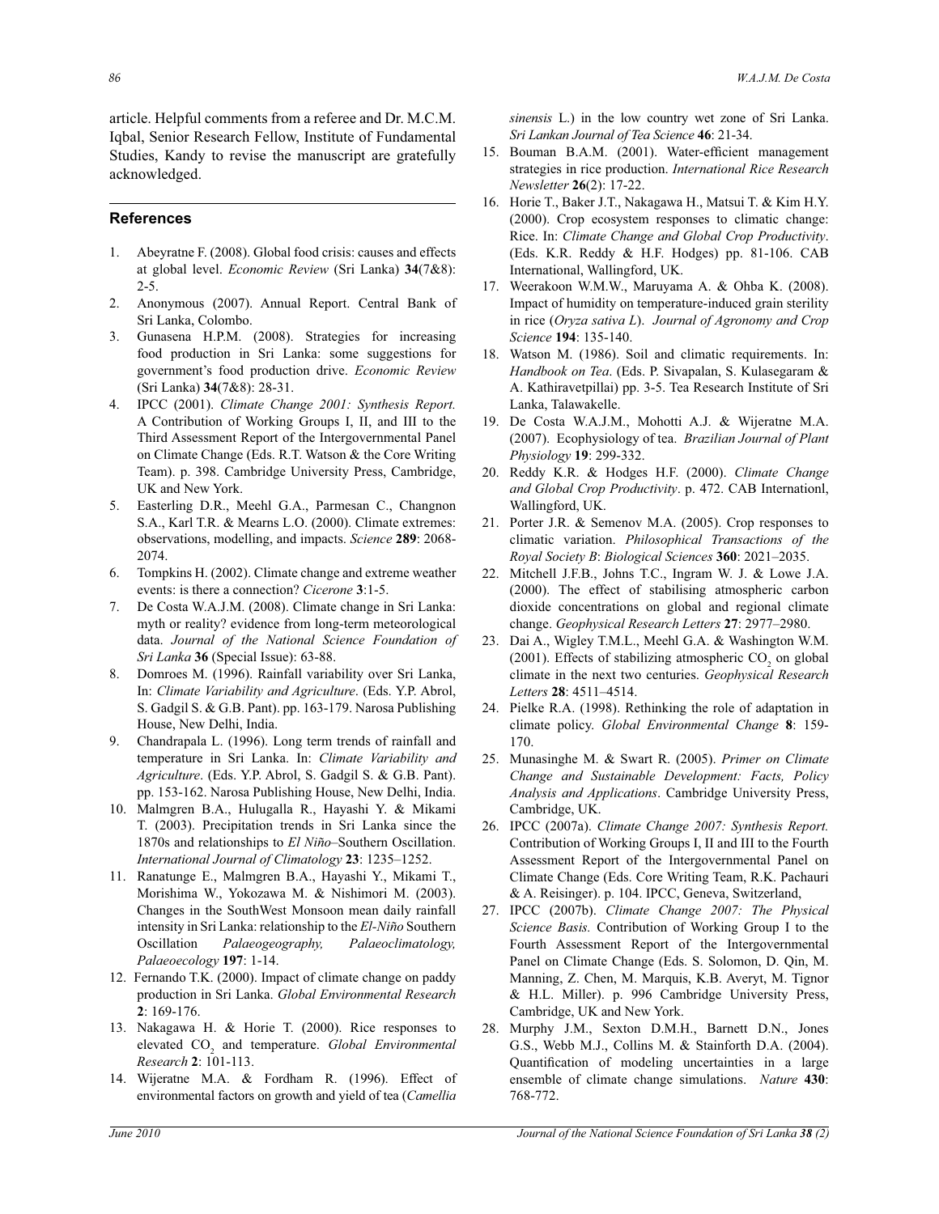article. Helpful comments from a referee and Dr. M.C.M. Iqbal, Senior Research Fellow, Institute of Fundamental Studies, Kandy to revise the manuscript are gratefully acknowledged.

## References

1. Abeyratne F. (2008). Global food crisis: causes and effects at global level. *Economic Review* (Sri Lanka) **34**(7&8): 2-5.
2. Anonymous (2007). Annual Report. Central Bank of Sri Lanka, Colombo.
3. Gunasena H.P.M. (2008). Strategies for increasing food production in Sri Lanka: some suggestions for government's food production drive. *Economic Review* (Sri Lanka) **34**(7&8): 28-31.
4. IPCC (2001). *Climate Change 2001: Synthesis Report.* A Contribution of Working Groups I, II, and III to the Third Assessment Report of the Intergovernmental Panel on Climate Change (Eds. R.T. Watson & the Core Writing Team). p. 398. Cambridge University Press, Cambridge, UK and New York.
5. Easterling D.R., Meehl G.A., Parmesan C., Changnon S.A., Karl T.R. & Mearns L.O. (2000). Climate extremes: observations, modelling, and impacts. *Science* **289**: 2068-2074.
6. Tompkins H. (2002). Climate change and extreme weather events: is there a connection? *Cicerone* **3**:1-5.
7. De Costa W.A.J.M. (2008). Climate change in Sri Lanka: myth or reality? evidence from long-term meteorological data. *Journal of the National Science Foundation of Sri Lanka* **36** (Special Issue): 63-88.
8. Domroes M. (1996). Rainfall variability over Sri Lanka, In: *Climate Variability and Agriculture*. (Eds. Y.P. Abrol, S. Gadgil S. & G.B. Pant). pp. 163-179. Narosa Publishing House, New Delhi, India.
9. Chandrapala L. (1996). Long term trends of rainfall and temperature in Sri Lanka. In: *Climate Variability and Agriculture*. (Eds. Y.P. Abrol, S. Gadgil S. & G.B. Pant). pp. 153-162. Narosa Publishing House, New Delhi, India.
10. Malmgren B.A., Hulugalla R., Hayashi Y. & Mikami T. (2003). Precipitation trends in Sri Lanka since the 1870s and relationships to *El Niño*–Southern Oscillation. *International Journal of Climatology* **23**: 1235–1252.
11. Ranatunge E., Malmgren B.A., Hayashi Y., Mikami T., Morishima W., Yokozawa M. & Nishimori M. (2003). Changes in the SouthWest Monsoon mean daily rainfall intensity in Sri Lanka: relationship to the *El-Niño* Southern Oscillation *Palaeogeography, Palaeoclimatology, Palaeoecology* **197**: 1-14.
12. Fernando T.K. (2000). Impact of climate change on paddy production in Sri Lanka. *Global Environmental Research* **2**: 169-176.
13. Nakagawa H. & Horie T. (2000). Rice responses to elevated $CO_2$ and temperature. *Global Environmental Research* **2**: 101-113.
14. Wijeratne M.A. & Fordham R. (1996). Effect of environmental factors on growth and yield of tea (*Camellia sinensis* L.) in the low country wet zone of Sri Lanka. *Sri Lankan Journal of Tea Science* **46**: 21-34.
15. Bouman B.A.M. (2001). Water-efficient management strategies in rice production. *International Rice Research Newsletter* **26**(2): 17-22.
16. Horie T., Baker J.T., Nakagawa H., Matsui T. & Kim H.Y. (2000). Crop ecosystem responses to climatic change: Rice. In: *Climate Change and Global Crop Productivity*. (Eds. K.R. Reddy & H.F. Hodges) pp. 81-106. CAB International, Wallingford, UK.
17. Weerakoon W.M.W., Maruyama A. & Ohba K. (2008). Impact of humidity on temperature-induced grain sterility in rice (*Oryza sativa L*). *Journal of Agronomy and Crop Science* **194**: 135-140.
18. Watson M. (1986). Soil and climatic requirements. In: *Handbook on Tea*. (Eds. P. Sivapalan, S. Kulasegaram & A. Kathiravetpillai) pp. 3-5. Tea Research Institute of Sri Lanka, Talawakelle.
19. De Costa W.A.J.M., Mohotti A.J. & Wijeratne M.A. (2007). Ecophysiology of tea. *Brazilian Journal of Plant Physiology* **19**: 299-332.
20. Reddy K.R. & Hodges H.F. (2000). *Climate Change and Global Crop Productivity*. p. 472. CAB Internationl, Wallingford, UK.
21. Porter J.R. & Semenov M.A. (2005). Crop responses to climatic variation. *Philosophical Transactions of the Royal Society B*: *Biological Sciences* **360**: 2021–2035.
22. Mitchell J.F.B., Johns T.C., Ingram W. J. & Lowe J.A. (2000). The effect of stabilising atmospheric carbon dioxide concentrations on global and regional climate change. *Geophysical Research Letters* **27**: 2977–2980.
23. Dai A., Wigley T.M.L., Meehl G.A. & Washington W.M. (2001). Effects of stabilizing atmospheric $CO_2$ on global climate in the next two centuries. *Geophysical Research Letters* **28**: 4511–4514.
24. Pielke R.A. (1998). Rethinking the role of adaptation in climate policy. *Global Environmental Change* **8**: 159-170.
25. Munasinghe M. & Swart R. (2005). *Primer on Climate Change and Sustainable Development: Facts, Policy Analysis and Applications*. Cambridge University Press, Cambridge, UK.
26. IPCC (2007a). *Climate Change 2007: Synthesis Report.* Contribution of Working Groups I, II and III to the Fourth Assessment Report of the Intergovernmental Panel on Climate Change (Eds. Core Writing Team, R.K. Pachauri & A. Reisinger). p. 104. IPCC, Geneva, Switzerland,
27. IPCC (2007b). *Climate Change 2007: The Physical Science Basis.* Contribution of Working Group I to the Fourth Assessment Report of the Intergovernmental Panel on Climate Change (Eds. S. Solomon, D. Qin, M. Manning, Z. Chen, M. Marquis, K.B. Averyt, M. Tignor & H.L. Miller). p. 996 Cambridge University Press, Cambridge, UK and New York.
28. Murphy J.M., Sexton D.M.H., Barnett D.N., Jones G.S., Webb M.J., Collins M. & Stainforth D.A. (2004). Quantification of modeling uncertainties in a large ensemble of climate change simulations. *Nature* **430**: 768-772.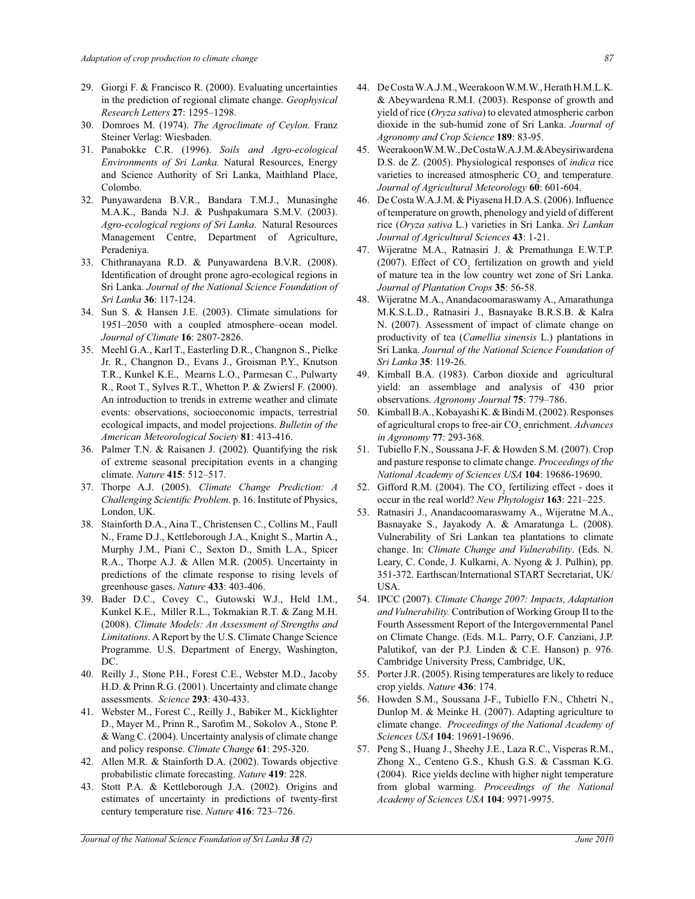29. Giorgi F. & Francisco R. (2000). Evaluating uncertainties in the prediction of regional climate change. *Geophysical Research Letters* **27**: 1295–1298.
30. Domroes M. (1974). *The Agroclimate of Ceylon*. Franz Steiner Verlag: Wiesbaden.
31. Panabokke C.R. (1996). *Soils and Agro-ecological Environments of Sri Lanka.* Natural Resources, Energy and Science Authority of Sri Lanka, Maithland Place, Colombo.
32. Punyawardena B.V.R., Bandara T.M.J., Munasinghe M.A.K., Banda N.J. & Pushpakumara S.M.V. (2003). *Agro-ecological regions of Sri Lanka*. Natural Resources Management Centre, Department of Agriculture, Peradeniya.
33. Chithranayana R.D. & Punyawardena B.V.R. (2008). Identification of drought prone agro-ecological regions in Sri Lanka. *Journal of the National Science Foundation of Sri Lanka* **36**: 117-124.
34. Sun S. & Hansen J.E. (2003). Climate simulations for 1951–2050 with a coupled atmosphere–ocean model. *Journal of Climate* **16**: 2807-2826.
35. Meehl G.A., Karl T., Easterling D.R., Changnon S., Pielke Jr. R., Changnon D., Evans J., Groisman P.Y., Knutson T.R., Kunkel K.E., Mearns L.O., Parmesan C., Pulwarty R., Root T., Sylves R.T., Whetton P. & Zwiersl F. (2000). An introduction to trends in extreme weather and climate events: observations, socioeconomic impacts, terrestrial ecological impacts, and model projections. *Bulletin of the American Meteorological Society* **81**: 413-416.
36. Palmer T.N. & Raisanen J. (2002). Quantifying the risk of extreme seasonal precipitation events in a changing climate. *Nature* **415**: 512–517.
37. Thorpe A.J. (2005). *Climate Change Prediction: A Challenging Scientific Problem*. p. 16. Institute of Physics, London, UK.
38. Stainforth D.A., Aina T., Christensen C., Collins M., Faull N., Frame D.J., Kettleborough J.A., Knight S., Martin A., Murphy J.M., Piani C., Sexton D., Smith L.A., Spicer R.A., Thorpe A.J. & Allen M.R. (2005). Uncertainty in predictions of the climate response to rising levels of greenhouse gases. *Nature* **433**: 403-406.
39. Bader D.C., Covey C., Gutowski W.J., Held I.M., Kunkel K.E., Miller R.L., Tokmakian R.T. & Zang M.H. (2008). *Climate Models: An Assessment of Strengths and Limitations*. A Report by the U.S. Climate Change Science Programme. U.S. Department of Energy, Washington, DC.
40. Reilly J., Stone P.H., Forest C.E., Webster M.D., Jacoby H.D. & Prinn R.G. (2001). Uncertainty and climate change assessments. *Science* **293**: 430-433.
41. Webster M., Forest C., Reilly J., Babiker M., Kicklighter D., Mayer M., Prinn R., Sarofim M., Sokolov A., Stone P. & Wang C. (2004). Uncertainty analysis of climate change and policy response. *Climate Change* **61**: 295-320.
42. Allen M.R. & Stainforth D.A. (2002). Towards objective probabilistic climate forecasting. *Nature* **419**: 228.
43. Stott P.A. & Kettleborough J.A. (2002). Origins and estimates of uncertainty in predictions of twenty-first century temperature rise. *Nature* **416**: 723–726.
44. De Costa W.A.J.M., Weerakoon W.M.W., Herath H.M.L.K. & Abeywardena R.M.I. (2003). Response of growth and yield of rice (*Oryza sativa*) to elevated atmospheric carbon dioxide in the sub-humid zone of Sri Lanka. *Journal of Agronomy and Crop Science* **189**: 83-95.
45. Weerakoon W.M.W., De Costa W.A.J.M. & Abeysiriwardena D.S. de Z. (2005). Physiological responses of *indica* rice varieties to increased atmospheric $CO_2$ and temperature. *Journal of Agricultural Meteorology* **60**: 601-604.
46. De Costa W.A.J.M. & Piyasena H.D.A.S. (2006). Influence of temperature on growth, phenology and yield of different rice (*Oryza sativa* L.) varieties in Sri Lanka. *Sri Lankan Journal of Agricultural Sciences* **43**: 1-21.
47. Wijeratne M.A., Ratnasiri J. & Premathunga E.W.T.P. (2007). Effect of $CO_2$ fertilization on growth and yield of mature tea in the low country wet zone of Sri Lanka. *Journal of Plantation Crops* **35**: 56-58.
48. Wijeratne M.A., Anandacoomaraswamy A., Amarathunga M.K.S.L.D., Ratnasiri J., Basnayake B.R.S.B. & Kalra N. (2007). Assessment of impact of climate change on productivity of tea (*Camellia sinensis* L.) plantations in Sri Lanka. *Journal of the National Science Foundation of Sri Lanka* **35**: 119-26.
49. Kimball B.A. (1983). Carbon dioxide and agricultural yield: an assemblage and analysis of 430 prior observations. *Agronomy Journal* **75**: 779–786.
50. Kimball B.A., Kobayashi K. & Bindi M. (2002). Responses of agricultural crops to free-air $CO_2$ enrichment. *Advances in Agronomy* **77**: 293-368.
51. Tubiello F.N., Soussana J-F. & Howden S.M. (2007). Crop and pasture response to climate change. *Proceedings of the National Academy of Sciences USA* **104**: 19686-19690.
52. Gifford R.M. (2004). The $CO_2$ fertilizing effect - does it occur in the real world? *New Phytologist* **163**: 221–225.
53. Ratnasiri J., Anandacoomaraswamy A., Wijeratne M.A., Basnayake S., Jayakody A. & Amaratunga L. (2008). Vulnerability of Sri Lankan tea plantations to climate change. In: *Climate Change and Vulnerability*. (Eds. N. Leary, C. Conde, J. Kulkarni, A. Nyong & J. Pulhin), pp. 351-372. Earthscan/International START Secretariat, UK/ USA.
54. IPCC (2007). *Climate Change 2007: Impacts, Adaptation and Vulnerability.* Contribution of Working Group II to the Fourth Assessment Report of the Intergovernmental Panel on Climate Change. (Eds. M.L. Parry, O.F. Canziani, J.P. Palutikof, van der P.J. Linden & C.E. Hanson) p. 976. Cambridge University Press, Cambridge, UK,
55. Porter J.R. (2005). Rising temperatures are likely to reduce crop yields. *Nature* **436**: 174.
56. Howden S.M., Soussana J-F., Tubiello F.N., Chhetri N., Dunlop M. & Meinke H. (2007). Adapting agriculture to climate change. *Proceedings of the National Academy of Sciences USA* **104**: 19691-19696.
57. Peng S., Huang J., Sheehy J.E., Laza R.C., Visperas R.M., Zhong X., Centeno G.S., Khush G.S. & Cassman K.G. (2004). Rice yields decline with higher night temperature from global warming. *Proceedings of the National Academy of Sciences USA* **104**: 9971-9975.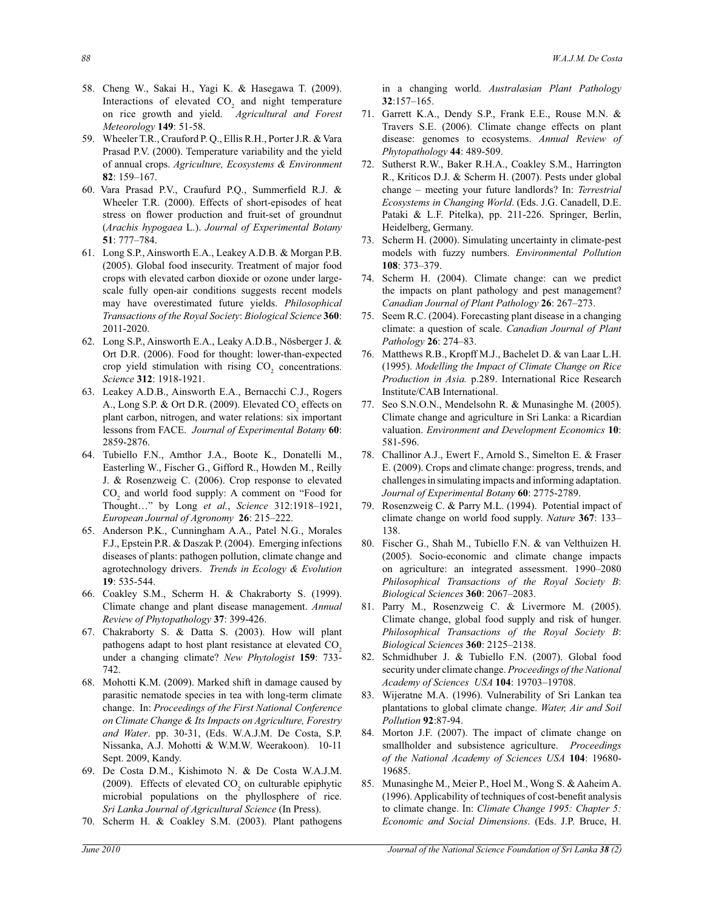58. Cheng W., Sakai H., Yagi K. & Hasegawa T. (2009). Interactions of elevated $CO_2$ and night temperature on rice growth and yield. *Agricultural and Forest Meteorology* **149**: 51-58.
59. Wheeler T.R., Crauford P. Q., Ellis R.H., Porter J.R. & Vara Prasad P.V. (2000). Temperature variability and the yield of annual crops. *Agriculture, Ecosystems & Environment* **82**: 159–167.
60. Vara Prasad P.V., Craufurd P.Q., Summerfield R.J. & Wheeler T.R. (2000). Effects of short-episodes of heat stress on flower production and fruit-set of groundnut (*Arachis hypogaea* L.). *Journal of Experimental Botany* **51**: 777–784.
61. Long S.P., Ainsworth E.A., Leakey A.D.B. & Morgan P.B. (2005). Global food insecurity. Treatment of major food crops with elevated carbon dioxide or ozone under large-scale fully open-air conditions suggests recent models may have overestimated future yields. *Philosophical Transactions of the Royal Society*: *Biological Science* **360**: 2011-2020.
62. Long S.P., Ainsworth E.A., Leaky A.D.B., Nösberger J. & Ort D.R. (2006). Food for thought: lower-than-expected crop yield stimulation with rising $CO_2$ concentrations. *Science* **312**: 1918-1921.
63. Leakey A.D.B., Ainsworth E.A., Bernacchi C.J., Rogers A., Long S.P. & Ort D.R. (2009). Elevated $CO_2$ effects on plant carbon, nitrogen, and water relations: six important lessons from FACE. *Journal of Experimental Botany* **60**: 2859-2876.
64. Tubiello F.N., Amthor J.A., Boote K., Donatelli M., Easterling W., Fischer G., Gifford R., Howden M., Reilly J. & Rosenzweig C. (2006). Crop response to elevated $CO_2$ and world food supply: A comment on "Food for Thought…" by Long *et al.*, *Science* 312:1918–1921, *European Journal of Agronomy* **26**: 215–222.
65. Anderson P.K., Cunningham A.A., Patel N.G., Morales F.J., Epstein P.R. & Daszak P. (2004). Emerging infections diseases of plants: pathogen pollution, climate change and agrotechnology drivers. *Trends in Ecology & Evolution* **19**: 535-544.
66. Coakley S.M., Scherm H. & Chakraborty S. (1999). Climate change and plant disease management. *Annual Review of Phytopathology* **37**: 399-426.
67. Chakraborty S. & Datta S. (2003). How will plant pathogens adapt to host plant resistance at elevated $CO_2$ under a changing climate? *New Phytologist* **159**: 733-742.
68. Mohotti K.M. (2009). Marked shift in damage caused by parasitic nematode species in tea with long-term climate change. In: *Proceedings of the First National Conference on Climate Change & Its Impacts on Agriculture, Forestry and Water*. pp. 30-31, (Eds. W.A.J.M. De Costa, S.P. Nissanka, A.J. Mohotti & W.M.W. Weerakoon). 10-11 Sept. 2009, Kandy.
69. De Costa D.M., Kishimoto N. & De Costa W.A.J.M. (2009). Effects of elevated $CO_2$ on culturable epiphytic microbial populations on the phyllosphere of rice. *Sri Lanka Journal of Agricultural Science* (In Press).
70. Scherm H. & Coakley S.M. (2003). Plant pathogens in a changing world. *Australasian Plant Pathology* **32**:157–165.
71. Garrett K.A., Dendy S.P., Frank E.E., Rouse M.N. & Travers S.E. (2006). Climate change effects on plant disease: genomes to ecosystems. *Annual Review of Phytopathology* **44**: 489-509.
72. Sutherst R.W., Baker R.H.A., Coakley S.M., Harrington R., Kriticos D.J. & Scherm H. (2007). Pests under global change – meeting your future landlords? In: *Terrestrial Ecosystems in Changing World*. (Eds. J.G. Canadell, D.E. Pataki & L.F. Pitelka), pp. 211-226. Springer, Berlin, Heidelberg, Germany.
73. Scherm H. (2000). Simulating uncertainty in climate-pest models with fuzzy numbers. *Environmental Pollution* **108**: 373–379.
74. Scherm H. (2004). Climate change: can we predict the impacts on plant pathology and pest management? *Canadian Journal of Plant Pathology* **26**: 267–273.
75. Seem R.C. (2004). Forecasting plant disease in a changing climate: a question of scale. *Canadian Journal of Plant Pathology* **26**: 274–83.
76. Matthews R.B., Kropff M.J., Bachelet D. & van Laar L.H. (1995). *Modelling the Impact of Climate Change on Rice Production in Asia.* p.289. International Rice Research Institute/CAB International.
77. Seo S.N.O.N., Mendelsohn R. & Munasinghe M. (2005). Climate change and agriculture in Sri Lanka: a Ricardian valuation. *Environment and Development Economics* **10**: 581-596.
78. Challinor A.J., Ewert F., Arnold S., Simelton E. & Fraser E. (2009). Crops and climate change: progress, trends, and challenges in simulating impacts and informing adaptation. *Journal of Experimental Botany* **60**: 2775-2789.
79. Rosenzweig C. & Parry M.L. (1994). Potential impact of climate change on world food supply. *Nature* **367**: 133–138.
80. Fischer G., Shah M., Tubiello F.N. & van Velthuizen H. (2005). Socio-economic and climate change impacts on agriculture: an integrated assessment. 1990–2080 *Philosophical Transactions of the Royal Society B*: *Biological Sciences* **360**: 2067–2083.
81. Parry M., Rosenzweig C. & Livermore M. (2005). Climate change, global food supply and risk of hunger. *Philosophical Transactions of the Royal Society B*: *Biological Sciences* **360**: 2125–2138.
82. Schmidhuber J. & Tubiello F.N. (2007). Global food security under climate change. *Proceedings of the National Academy of Sciences USA* **104**: 19703–19708.
83. Wijeratne M.A. (1996). Vulnerability of Sri Lankan tea plantations to global climate change. *Water, Air and Soil Pollution* **92**:87-94.
84. Morton J.F. (2007). The impact of climate change on smallholder and subsistence agriculture. *Proceedings of the National Academy of Sciences USA* **104**: 19680-19685.
85. Munasinghe M., Meier P., Hoel M., Wong S. & Aaheim A. (1996). Applicability of techniques of cost-benefit analysis to climate change. In: *Climate Change 1995: Chapter 5: Economic and Social Dimensions*. (Eds. J.P. Bruce, H.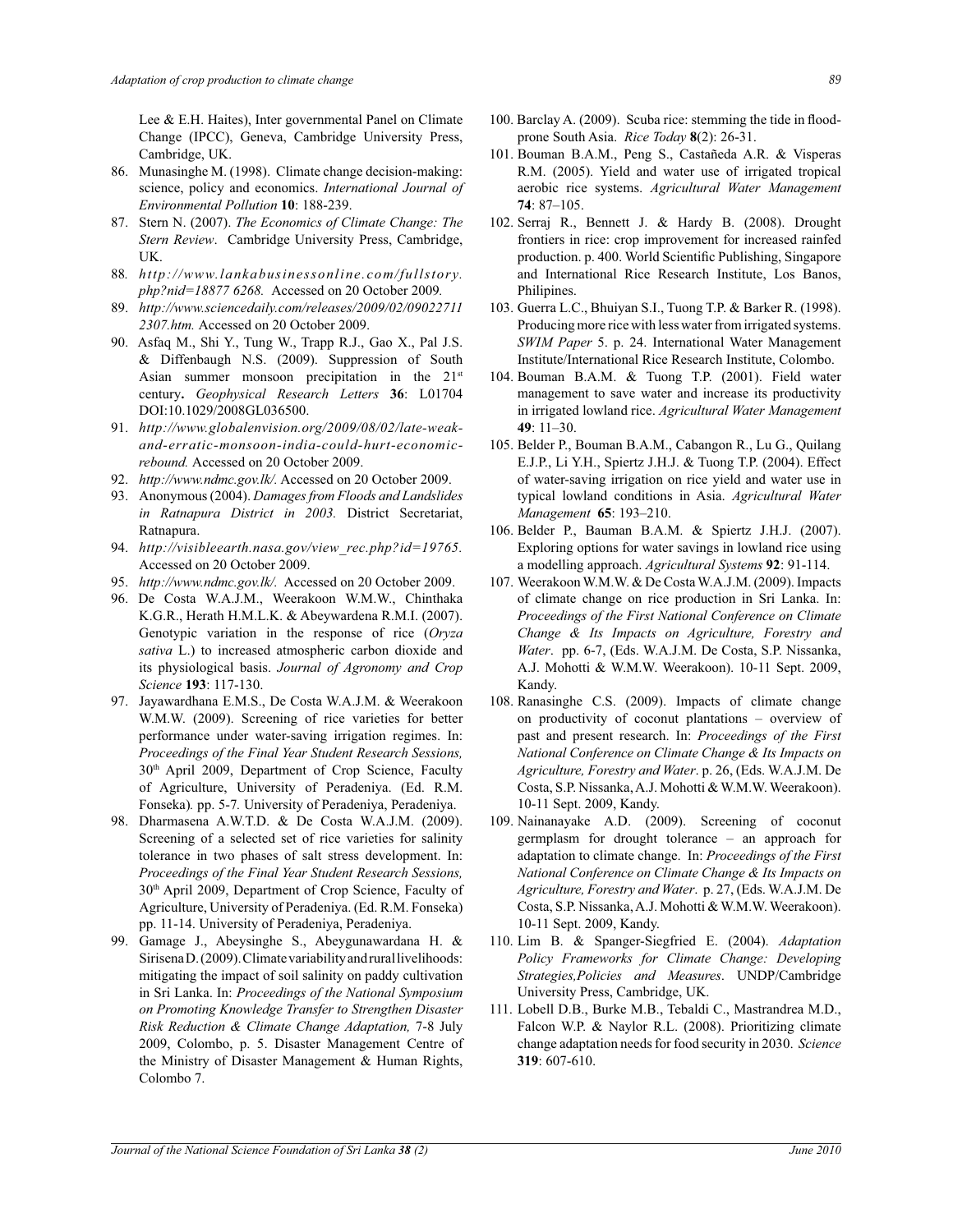Lee & E.H. Haites), Inter governmental Panel on Climate Change (IPCC), Geneva, Cambridge University Press, Cambridge, UK.

86. Munasinghe M. (1998). Climate change decision-making: science, policy and economics. *International Journal of Environmental Pollution* **10**: 188-239.
87. Stern N. (2007). *The Economics of Climate Change: The Stern Review*. Cambridge University Press, Cambridge, UK.
88. *http://www.lankabusinessonline.com/fullstory.php?nid=18877 6268.* Accessed on 20 October 2009.
89. *http://www.sciencedaily.com/releases/2009/02/090227112307.htm.* Accessed on 20 October 2009.
90. Asfaq M., Shi Y., Tung W., Trapp R.J., Gao X., Pal J.S. & Diffenbaugh N.S. (2009). Suppression of South Asian summer monsoon precipitation in the 21st century**.** *Geophysical Research Letters* **36**: L01704 DOI:10.1029/2008GL036500.
91. *http://www.globalenvision.org/2009/08/02/late-weak-and-erratic-monsoon-india-could-hurt-economic-rebound.* Accessed on 20 October 2009.
92. *http://www.ndmc.gov.lk/.* Accessed on 20 October 2009.
93. Anonymous (2004). *Damages from Floods and Landslides in Ratnapura District in 2003.* District Secretariat, Ratnapura.
94. *http://visibleearth.nasa.gov/view_rec.php?id=19765.* Accessed on 20 October 2009.
95. *http://www.ndmc.gov.lk/.* Accessed on 20 October 2009.
96. De Costa W.A.J.M., Weerakoon W.M.W., Chinthaka K.G.R., Herath H.M.L.K. & Abeywardena R.M.I. (2007). Genotypic variation in the response of rice (*Oryza sativa* L.) to increased atmospheric carbon dioxide and its physiological basis. *Journal of Agronomy and Crop Science* **193**: 117-130.
97. Jayawardhana E.M.S., De Costa W.A.J.M. & Weerakoon W.M.W. (2009). Screening of rice varieties for better performance under water-saving irrigation regimes. In: *Proceedings of the Final Year Student Research Sessions,* 30th April 2009, Department of Crop Science, Faculty of Agriculture, University of Peradeniya. (Ed. R.M. Fonseka)*.* pp. 5-7*.* University of Peradeniya, Peradeniya.
98. Dharmasena A.W.T.D. & De Costa W.A.J.M. (2009). Screening of a selected set of rice varieties for salinity tolerance in two phases of salt stress development. In: *Proceedings of the Final Year Student Research Sessions,* 30th April 2009, Department of Crop Science, Faculty of Agriculture, University of Peradeniya. (Ed. R.M. Fonseka) pp. 11-14. University of Peradeniya, Peradeniya.
99. Gamage J., Abeysinghe S., Abeygunawardana H. & Sirisena D. (2009). Climate variability and rural livelihoods: mitigating the impact of soil salinity on paddy cultivation in Sri Lanka. In: *Proceedings of the National Symposium on Promoting Knowledge Transfer to Strengthen Disaster Risk Reduction & Climate Change Adaptation,* 7-8 July 2009, Colombo, p. 5. Disaster Management Centre of the Ministry of Disaster Management & Human Rights, Colombo 7.
100. Barclay A. (2009). Scuba rice: stemming the tide in flood-prone South Asia. *Rice Today* **8**(2): 26-31.
101. Bouman B.A.M., Peng S., Castañeda A.R. & Visperas R.M. (2005). Yield and water use of irrigated tropical aerobic rice systems. *Agricultural Water Management* **74**: 87–105.
102. Serraj R., Bennett J. & Hardy B. (2008). Drought frontiers in rice: crop improvement for increased rainfed production. p. 400. World Scientific Publishing, Singapore and International Rice Research Institute, Los Banos, Philipines.
103. Guerra L.C., Bhuiyan S.I., Tuong T.P. & Barker R. (1998). Producing more rice with less water from irrigated systems. *SWIM Paper* 5. p. 24. International Water Management Institute/International Rice Research Institute, Colombo.
104. Bouman B.A.M. & Tuong T.P. (2001). Field water management to save water and increase its productivity in irrigated lowland rice. *Agricultural Water Management* **49**: 11–30.
105. Belder P., Bouman B.A.M., Cabangon R., Lu G., Quilang E.J.P., Li Y.H., Spiertz J.H.J. & Tuong T.P. (2004). Effect of water-saving irrigation on rice yield and water use in typical lowland conditions in Asia. *Agricultural Water Management* **65**: 193–210.
106. Belder P., Bauman B.A.M. & Spiertz J.H.J. (2007). Exploring options for water savings in lowland rice using a modelling approach. *Agricultural Systems* **92**: 91-114.
107. Weerakoon W.M.W. & De Costa W.A.J.M. (2009). Impacts of climate change on rice production in Sri Lanka. In: *Proceedings of the First National Conference on Climate Change & Its Impacts on Agriculture, Forestry and Water*. pp. 6-7, (Eds. W.A.J.M. De Costa, S.P. Nissanka, A.J. Mohotti & W.M.W. Weerakoon). 10-11 Sept. 2009, Kandy.
108. Ranasinghe C.S. (2009). Impacts of climate change on productivity of coconut plantations – overview of past and present research. In: *Proceedings of the First National Conference on Climate Change & Its Impacts on Agriculture, Forestry and Water*. p. 26, (Eds. W.A.J.M. De Costa, S.P. Nissanka, A.J. Mohotti & W.M.W. Weerakoon). 10-11 Sept. 2009, Kandy.
109. Nainanayake A.D. (2009). Screening of coconut germplasm for drought tolerance – an approach for adaptation to climate change. In: *Proceedings of the First National Conference on Climate Change & Its Impacts on Agriculture, Forestry and Water*. p. 27, (Eds. W.A.J.M. De Costa, S.P. Nissanka, A.J. Mohotti & W.M.W. Weerakoon). 10-11 Sept. 2009, Kandy.
110. Lim B. & Spanger-Siegfried E. (2004). *Adaptation Policy Frameworks for Climate Change: Developing Strategies,Policies and Measures*. UNDP/Cambridge University Press, Cambridge, UK.
111. Lobell D.B., Burke M.B., Tebaldi C., Mastrandrea M.D., Falcon W.P. & Naylor R.L. (2008). Prioritizing climate change adaptation needs for food security in 2030. *Science* **319**: 607-610.